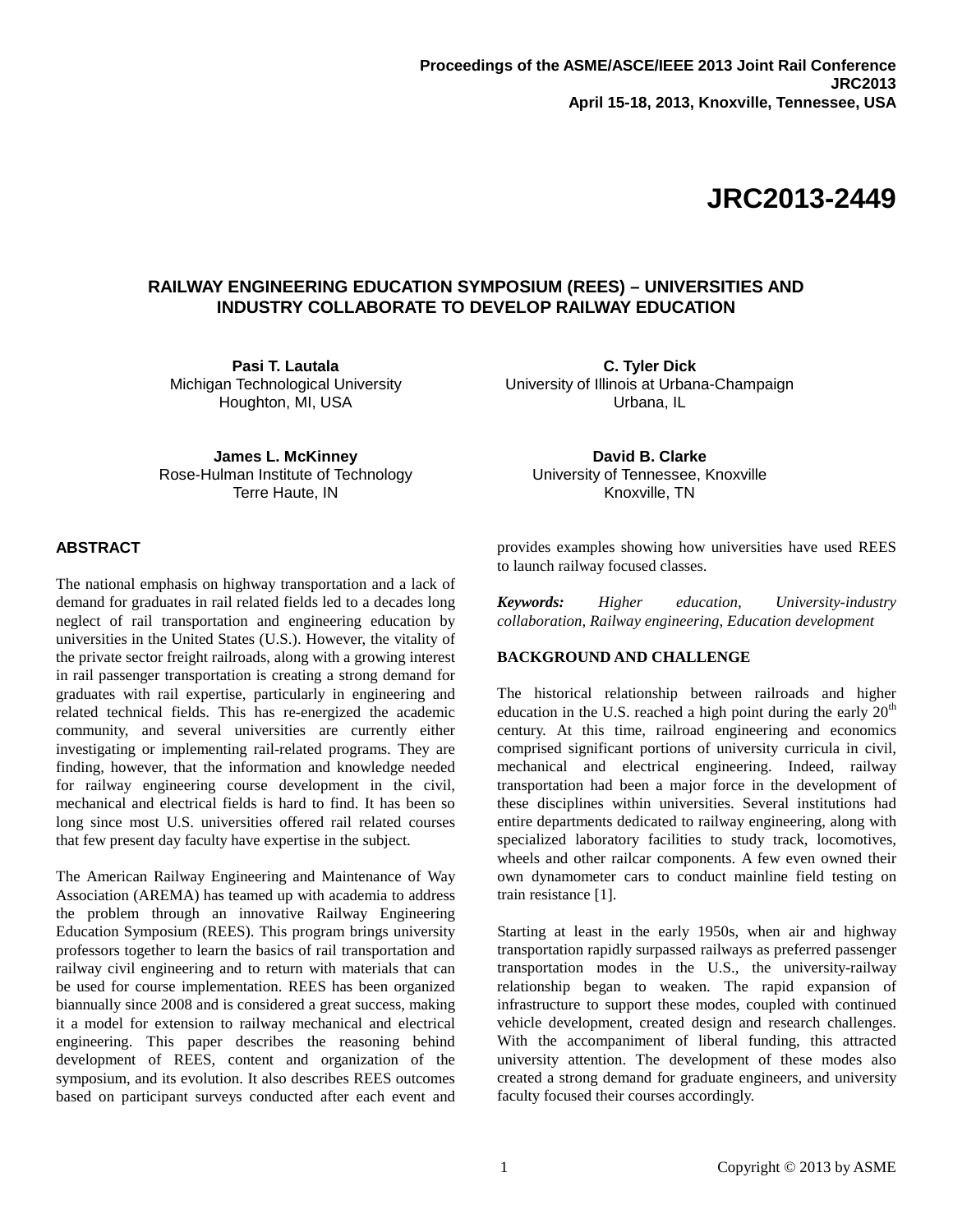Proceedings of the ASME/ASCE/IEEE 2013 Joint Rail Conference
JRC2013
April 15-18, 2013, Knoxville, Tennessee, USA

# JRC2013-2449

## RAILWAY ENGINEERING EDUCATION SYMPOSIUM (REES) – UNIVERSITIES AND INDUSTRY COLLABORATE TO DEVELOP RAILWAY EDUCATION

**Pasi T. Lautala**
Michigan Technological University
Houghton, MI, USA

**C. Tyler Dick**
University of Illinois at Urbana-Champaign
Urbana, IL

**James L. McKinney**
Rose-Hulman Institute of Technology
Terre Haute, IN

**David B. Clarke**
University of Tennessee, Knoxville
Knoxville, TN

### ABSTRACT

The national emphasis on highway transportation and a lack of demand for graduates in rail related fields led to a decades long neglect of rail transportation and engineering education by universities in the United States (U.S.). However, the vitality of the private sector freight railroads, along with a growing interest in rail passenger transportation is creating a strong demand for graduates with rail expertise, particularly in engineering and related technical fields. This has re-energized the academic community, and several universities are currently either investigating or implementing rail-related programs. They are finding, however, that the information and knowledge needed for railway engineering course development in the civil, mechanical and electrical fields is hard to find. It has been so long since most U.S. universities offered rail related courses that few present day faculty have expertise in the subject.

The American Railway Engineering and Maintenance of Way Association (AREMA) has teamed up with academia to address the problem through an innovative Railway Engineering Education Symposium (REES). This program brings university professors together to learn the basics of rail transportation and railway civil engineering and to return with materials that can be used for course implementation. REES has been organized biannually since 2008 and is considered a great success, making it a model for extension to railway mechanical and electrical engineering. This paper describes the reasoning behind development of REES, content and organization of the symposium, and its evolution. It also describes REES outcomes based on participant surveys conducted after each event and provides examples showing how universities have used REES to launch railway focused classes.

***Keywords:*** *Higher education, University-industry collaboration, Railway engineering, Education development*

### BACKGROUND AND CHALLENGE

The historical relationship between railroads and higher education in the U.S. reached a high point during the early 20th century. At this time, railroad engineering and economics comprised significant portions of university curricula in civil, mechanical and electrical engineering. Indeed, railway transportation had been a major force in the development of these disciplines within universities. Several institutions had entire departments dedicated to railway engineering, along with specialized laboratory facilities to study track, locomotives, wheels and other railcar components. A few even owned their own dynamometer cars to conduct mainline field testing on train resistance [1].

Starting at least in the early 1950s, when air and highway transportation rapidly surpassed railways as preferred passenger transportation modes in the U.S., the university-railway relationship began to weaken. The rapid expansion of infrastructure to support these modes, coupled with continued vehicle development, created design and research challenges. With the accompaniment of liberal funding, this attracted university attention. The development of these modes also created a strong demand for graduate engineers, and university faculty focused their courses accordingly.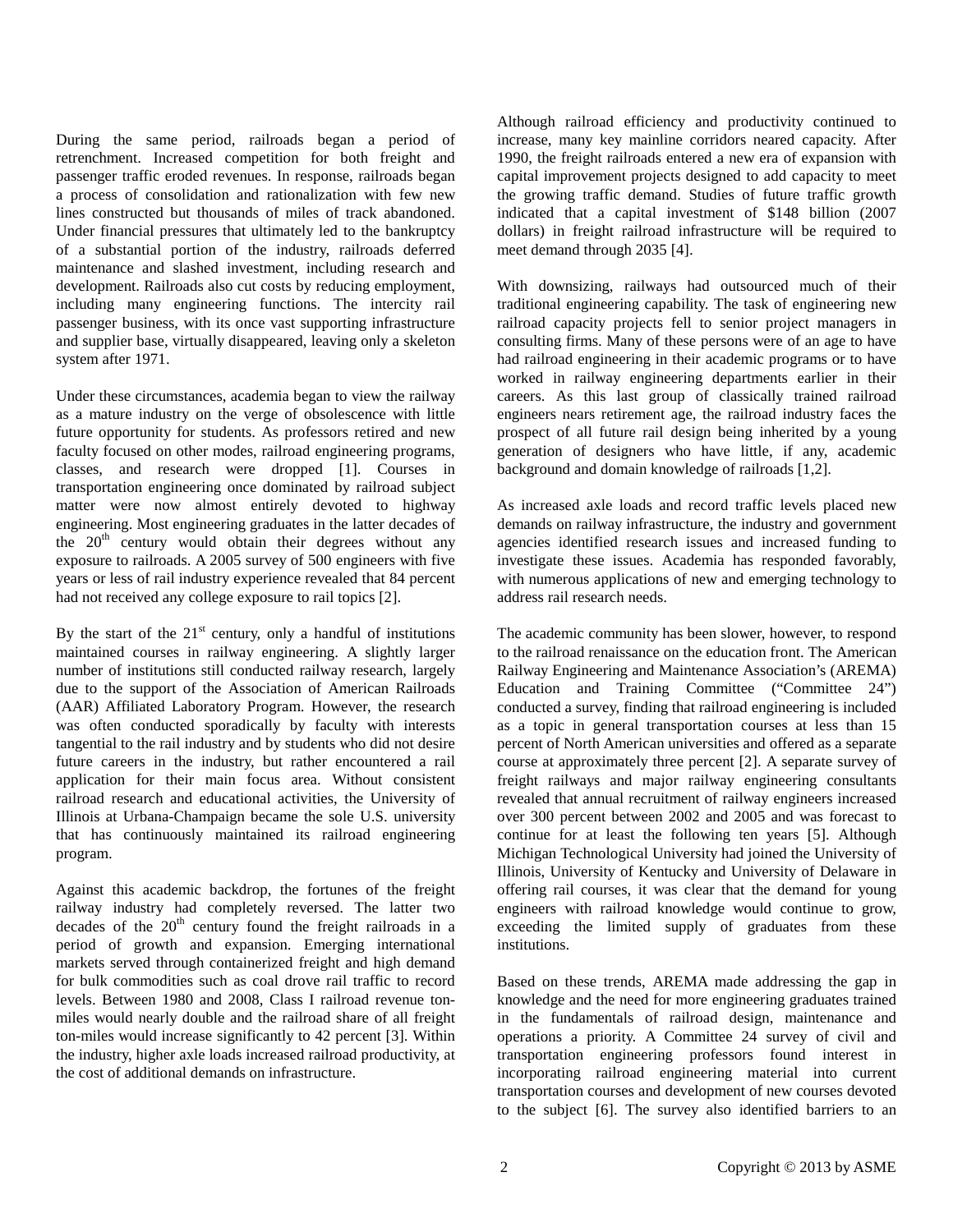During the same period, railroads began a period of retrenchment. Increased competition for both freight and passenger traffic eroded revenues. In response, railroads began a process of consolidation and rationalization with few new lines constructed but thousands of miles of track abandoned. Under financial pressures that ultimately led to the bankruptcy of a substantial portion of the industry, railroads deferred maintenance and slashed investment, including research and development. Railroads also cut costs by reducing employment, including many engineering functions. The intercity rail passenger business, with its once vast supporting infrastructure and supplier base, virtually disappeared, leaving only a skeleton system after 1971.

Under these circumstances, academia began to view the railway as a mature industry on the verge of obsolescence with little future opportunity for students. As professors retired and new faculty focused on other modes, railroad engineering programs, classes, and research were dropped [1]. Courses in transportation engineering once dominated by railroad subject matter were now almost entirely devoted to highway engineering. Most engineering graduates in the latter decades of the 20th century would obtain their degrees without any exposure to railroads. A 2005 survey of 500 engineers with five years or less of rail industry experience revealed that 84 percent had not received any college exposure to rail topics [2].

By the start of the 21st century, only a handful of institutions maintained courses in railway engineering. A slightly larger number of institutions still conducted railway research, largely due to the support of the Association of American Railroads (AAR) Affiliated Laboratory Program. However, the research was often conducted sporadically by faculty with interests tangential to the rail industry and by students who did not desire future careers in the industry, but rather encountered a rail application for their main focus area. Without consistent railroad research and educational activities, the University of Illinois at Urbana-Champaign became the sole U.S. university that has continuously maintained its railroad engineering program.

Against this academic backdrop, the fortunes of the freight railway industry had completely reversed. The latter two decades of the 20th century found the freight railroads in a period of growth and expansion. Emerging international markets served through containerized freight and high demand for bulk commodities such as coal drove rail traffic to record levels. Between 1980 and 2008, Class I railroad revenue ton-miles would nearly double and the railroad share of all freight ton-miles would increase significantly to 42 percent [3]. Within the industry, higher axle loads increased railroad productivity, at the cost of additional demands on infrastructure.

Although railroad efficiency and productivity continued to increase, many key mainline corridors neared capacity. After 1990, the freight railroads entered a new era of expansion with capital improvement projects designed to add capacity to meet the growing traffic demand. Studies of future traffic growth indicated that a capital investment of $148 billion (2007 dollars) in freight railroad infrastructure will be required to meet demand through 2035 [4].

With downsizing, railways had outsourced much of their traditional engineering capability. The task of engineering new railroad capacity projects fell to senior project managers in consulting firms. Many of these persons were of an age to have had railroad engineering in their academic programs or to have worked in railway engineering departments earlier in their careers. As this last group of classically trained railroad engineers nears retirement age, the railroad industry faces the prospect of all future rail design being inherited by a young generation of designers who have little, if any, academic background and domain knowledge of railroads [1,2].

As increased axle loads and record traffic levels placed new demands on railway infrastructure, the industry and government agencies identified research issues and increased funding to investigate these issues. Academia has responded favorably, with numerous applications of new and emerging technology to address rail research needs.

The academic community has been slower, however, to respond to the railroad renaissance on the education front. The American Railway Engineering and Maintenance Association's (AREMA) Education and Training Committee ("Committee 24") conducted a survey, finding that railroad engineering is included as a topic in general transportation courses at less than 15 percent of North American universities and offered as a separate course at approximately three percent [2]. A separate survey of freight railways and major railway engineering consultants revealed that annual recruitment of railway engineers increased over 300 percent between 2002 and 2005 and was forecast to continue for at least the following ten years [5]. Although Michigan Technological University had joined the University of Illinois, University of Kentucky and University of Delaware in offering rail courses, it was clear that the demand for young engineers with railroad knowledge would continue to grow, exceeding the limited supply of graduates from these institutions.

Based on these trends, AREMA made addressing the gap in knowledge and the need for more engineering graduates trained in the fundamentals of railroad design, maintenance and operations a priority. A Committee 24 survey of civil and transportation engineering professors found interest in incorporating railroad engineering material into current transportation courses and development of new courses devoted to the subject [6]. The survey also identified barriers to an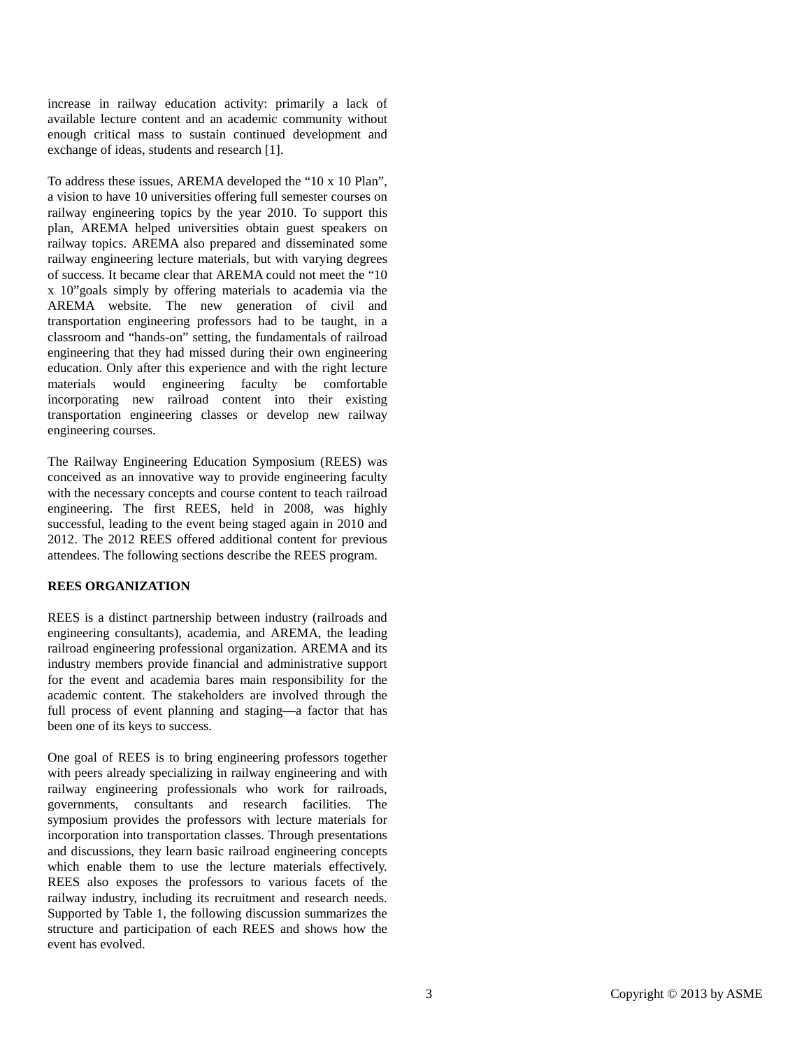increase in railway education activity: primarily a lack of available lecture content and an academic community without enough critical mass to sustain continued development and exchange of ideas, students and research [1].

To address these issues, AREMA developed the "10 x 10 Plan", a vision to have 10 universities offering full semester courses on railway engineering topics by the year 2010. To support this plan, AREMA helped universities obtain guest speakers on railway topics. AREMA also prepared and disseminated some railway engineering lecture materials, but with varying degrees of success. It became clear that AREMA could not meet the "10 x 10"goals simply by offering materials to academia via the AREMA website. The new generation of civil and transportation engineering professors had to be taught, in a classroom and "hands-on" setting, the fundamentals of railroad engineering that they had missed during their own engineering education. Only after this experience and with the right lecture materials would engineering faculty be comfortable incorporating new railroad content into their existing transportation engineering classes or develop new railway engineering courses.

The Railway Engineering Education Symposium (REES) was conceived as an innovative way to provide engineering faculty with the necessary concepts and course content to teach railroad engineering. The first REES, held in 2008, was highly successful, leading to the event being staged again in 2010 and 2012. The 2012 REES offered additional content for previous attendees. The following sections describe the REES program.

**REES ORGANIZATION**

REES is a distinct partnership between industry (railroads and engineering consultants), academia, and AREMA, the leading railroad engineering professional organization. AREMA and its industry members provide financial and administrative support for the event and academia bares main responsibility for the academic content. The stakeholders are involved through the full process of event planning and staging—a factor that has been one of its keys to success.

One goal of REES is to bring engineering professors together with peers already specializing in railway engineering and with railway engineering professionals who work for railroads, governments, consultants and research facilities. The symposium provides the professors with lecture materials for incorporation into transportation classes. Through presentations and discussions, they learn basic railroad engineering concepts which enable them to use the lecture materials effectively. REES also exposes the professors to various facets of the railway industry, including its recruitment and research needs. Supported by Table 1, the following discussion summarizes the structure and participation of each REES and shows how the event has evolved.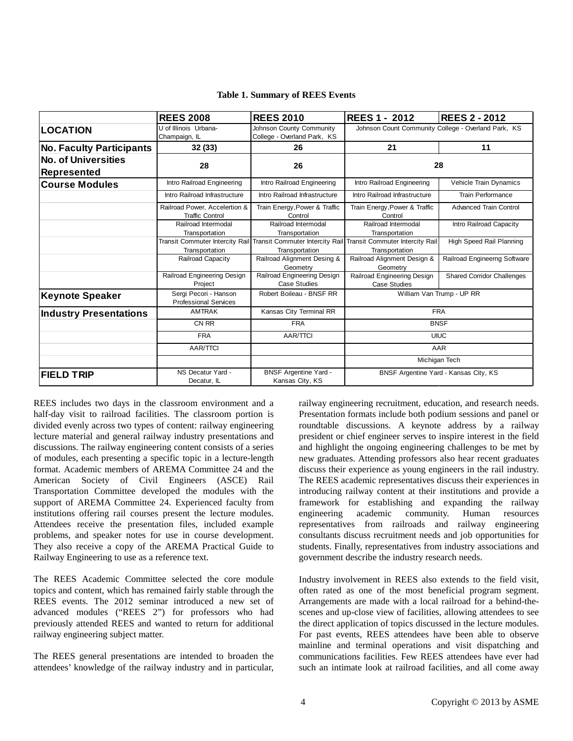**Table 1. Summary of REES Events**

| | REES 2008 | REES 2010 | REES 1 - 2012 | REES 2 - 2012 |
|---|---|---|---|---|
| **LOCATION** | U of Illinois Urbana-Champaign, IL | Johnson County Community College - Overland Park, KS | Johnson Count Community College - Overland Park, KS | |
| **No. Faculty Participants** | 32 (33) | 26 | 21 | 11 |
| **No. of Universities Represented** | 28 | 26 | 28 | |
| **Course Modules** | Intro Railroad Engineering | Intro Railroad Engineering | Intro Railroad Engineering | Vehicle Train Dynamics |
| | Intro Railroad Infrastructure | Intro Railroad Infrastructure | Intro Railroad Infrastructure | Train Performance |
| | Railroad Power, Accelertion & Traffic Control | Train Energy,Power & Traffic Control | Train Energy,Power & Traffic Control | Advanced Train Control |
| | Railroad Intermodal Transportation | Railroad Intermodal Transportation | Railroad Intermodal Transportation | Intro Railroad Capacity |
| | Transit Commuter Intercity Rail Transportation | Transit Commuter Intercity Rail Transportation | Transit Commuter Intercity Rail Transportation | High Speed Rail Planning |
| | Railroad Capacity | Railroad Alignment Desing & Geometry | Railroad Alignment Design & Geometry | Railroad Engineerng Software |
| | Railroad Engineering Design Project | Railroad Engineering Design Case Studies | Railroad Engineering Design Case Studies | Shared Corridor Challenges |
| **Keynote Speaker** | Sergi Pecori - Hanson Professional Services | Robert Boileau - BNSF RR | William Van Trump - UP RR | |
| **Industry Presentations** | AMTRAK | Kansas City Terminal RR | FRA | |
| | CN RR | FRA | BNSF | |
| | FRA | AAR/TTCI | UIUC | |
| | AAR/TTCI | | AAR | |
| | | | Michigan Tech | |
| **FIELD TRIP** | NS Decatur Yard - Decatur, IL | BNSF Argentine Yard - Kansas City, KS | BNSF Argentine Yard - Kansas City, KS | |

REES includes two days in the classroom environment and a half-day visit to railroad facilities. The classroom portion is divided evenly across two types of content: railway engineering lecture material and general railway industry presentations and discussions. The railway engineering content consists of a series of modules, each presenting a specific topic in a lecture-length format. Academic members of AREMA Committee 24 and the American Society of Civil Engineers (ASCE) Rail Transportation Committee developed the modules with the support of AREMA Committee 24. Experienced faculty from institutions offering rail courses present the lecture modules. Attendees receive the presentation files, included example problems, and speaker notes for use in course development. They also receive a copy of the AREMA Practical Guide to Railway Engineering to use as a reference text.

The REES Academic Committee selected the core module topics and content, which has remained fairly stable through the REES events. The 2012 seminar introduced a new set of advanced modules ("REES 2") for professors who had previously attended REES and wanted to return for additional railway engineering subject matter.

The REES general presentations are intended to broaden the attendees' knowledge of the railway industry and in particular, railway engineering recruitment, education, and research needs. Presentation formats include both podium sessions and panel or roundtable discussions. A keynote address by a railway president or chief engineer serves to inspire interest in the field and highlight the ongoing engineering challenges to be met by new graduates. Attending professors also hear recent graduates discuss their experience as young engineers in the rail industry. The REES academic representatives discuss their experiences in introducing railway content at their institutions and provide a framework for establishing and expanding the railway engineering academic community. Human resources representatives from railroads and railway engineering consultants discuss recruitment needs and job opportunities for students. Finally, representatives from industry associations and government describe the industry research needs.

Industry involvement in REES also extends to the field visit, often rated as one of the most beneficial program segment. Arrangements are made with a local railroad for a behind-the-scenes and up-close view of facilities, allowing attendees to see the direct application of topics discussed in the lecture modules. For past events, REES attendees have been able to observe mainline and terminal operations and visit dispatching and communications facilities. Few REES attendees have ever had such an intimate look at railroad facilities, and all come away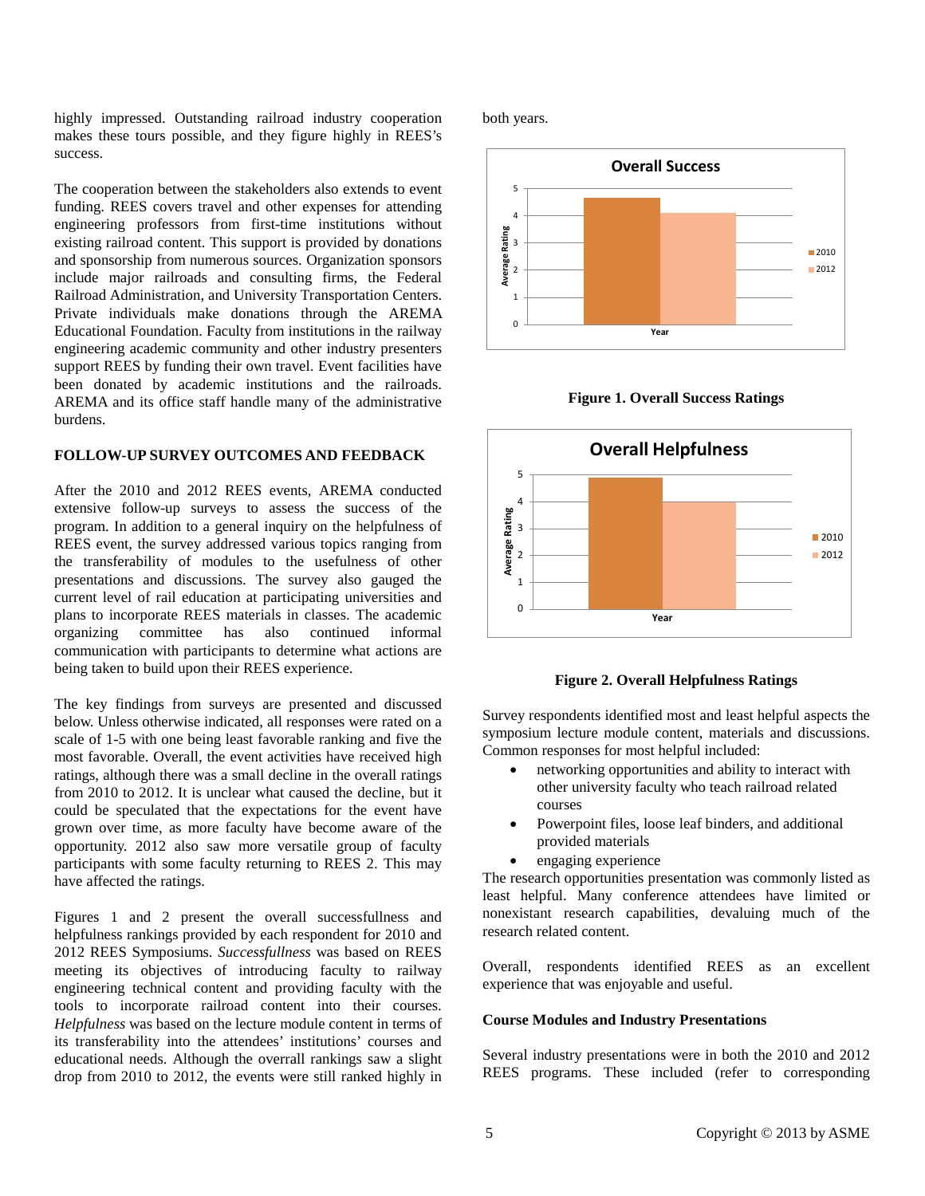highly impressed. Outstanding railroad industry cooperation makes these tours possible, and they figure highly in REES's success.

The cooperation between the stakeholders also extends to event funding. REES covers travel and other expenses for attending engineering professors from first-time institutions without existing railroad content. This support is provided by donations and sponsorship from numerous sources. Organization sponsors include major railroads and consulting firms, the Federal Railroad Administration, and University Transportation Centers. Private individuals make donations through the AREMA Educational Foundation. Faculty from institutions in the railway engineering academic community and other industry presenters support REES by funding their own travel. Event facilities have been donated by academic institutions and the railroads. AREMA and its office staff handle many of the administrative burdens.

## FOLLOW-UP SURVEY OUTCOMES AND FEEDBACK

After the 2010 and 2012 REES events, AREMA conducted extensive follow-up surveys to assess the success of the program. In addition to a general inquiry on the helpfulness of REES event, the survey addressed various topics ranging from the transferability of modules to the usefulness of other presentations and discussions. The survey also gauged the current level of rail education at participating universities and plans to incorporate REES materials in classes. The academic organizing committee has also continued informal communication with participants to determine what actions are being taken to build upon their REES experience.

The key findings from surveys are presented and discussed below. Unless otherwise indicated, all responses were rated on a scale of 1-5 with one being least favorable ranking and five the most favorable. Overall, the event activities have received high ratings, although there was a small decline in the overall ratings from 2010 to 2012. It is unclear what caused the decline, but it could be speculated that the expectations for the event have grown over time, as more faculty have become aware of the opportunity. 2012 also saw more versatile group of faculty participants with some faculty returning to REES 2. This may have affected the ratings.

Figures 1 and 2 present the overall successfullness and helpfulness rankings provided by each respondent for 2010 and 2012 REES Symposiums. *Successfullness* was based on REES meeting its objectives of introducing faculty to railway engineering technical content and providing faculty with the tools to incorporate railroad content into their courses. *Helpfulness* was based on the lecture module content in terms of its transferability into the attendees' institutions' courses and educational needs. Although the overrall rankings saw a slight drop from 2010 to 2012, the events were still ranked highly in both years.

**Figure 1. Overall Success Ratings**

**Figure 2. Overall Helpfulness Ratings**

Survey respondents identified most and least helpful aspects the symposium lecture module content, materials and discussions. Common responses for most helpful included:

- networking opportunities and ability to interact with other university faculty who teach railroad related courses
- Powerpoint files, loose leaf binders, and additional provided materials
- engaging experience

The research opportunities presentation was commonly listed as least helpful. Many conference attendees have limited or nonexistant research capabilities, devaluing much of the research related content.

Overall, respondents identified REES as an excellent experience that was enjoyable and useful.

### Course Modules and Industry Presentations

Several industry presentations were in both the 2010 and 2012 REES programs. These included (refer to corresponding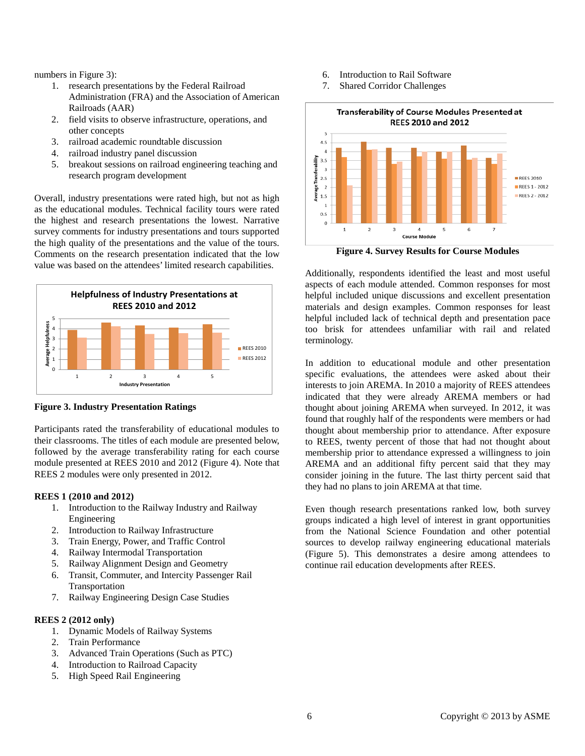numbers in Figure 3):

1. research presentations by the Federal Railroad Administration (FRA) and the Association of American Railroads (AAR)
2. field visits to observe infrastructure, operations, and other concepts
3. railroad academic roundtable discussion
4. railroad industry panel discussion
5. breakout sessions on railroad engineering teaching and research program development

Overall, industry presentations were rated high, but not as high as the educational modules. Technical facility tours were rated the highest and research presentations the lowest. Narrative survey comments for industry presentations and tours supported the high quality of the presentations and the value of the tours. Comments on the research presentation indicated that the low value was based on the attendees' limited research capabilities.

**Figure 3. Industry Presentation Ratings**

Participants rated the transferability of educational modules to their classrooms. The titles of each module are presented below, followed by the average transferability rating for each course module presented at REES 2010 and 2012 (Figure 4). Note that REES 2 modules were only presented in 2012.

**REES 1 (2010 and 2012)**

1. Introduction to the Railway Industry and Railway Engineering
2. Introduction to Railway Infrastructure
3. Train Energy, Power, and Traffic Control
4. Railway Intermodal Transportation
5. Railway Alignment Design and Geometry
6. Transit, Commuter, and Intercity Passenger Rail Transportation
7. Railway Engineering Design Case Studies

**REES 2 (2012 only)**

1. Dynamic Models of Railway Systems
2. Train Performance
3. Advanced Train Operations (Such as PTC)
4. Introduction to Railroad Capacity
5. High Speed Rail Engineering
6. Introduction to Rail Software
7. Shared Corridor Challenges

**Figure 4. Survey Results for Course Modules**

Additionally, respondents identified the least and most useful aspects of each module attended. Common responses for most helpful included unique discussions and excellent presentation materials and design examples. Common responses for least helpful included lack of technical depth and presentation pace too brisk for attendees unfamiliar with rail and related terminology.

In addition to educational module and other presentation specific evaluations, the attendees were asked about their interests to join AREMA. In 2010 a majority of REES attendees indicated that they were already AREMA members or had thought about joining AREMA when surveyed. In 2012, it was found that roughly half of the respondents were members or had thought about membership prior to attendance. After exposure to REES, twenty percent of those that had not thought about membership prior to attendance expressed a willingness to join AREMA and an additional fifty percent said that they may consider joining in the future. The last thirty percent said that they had no plans to join AREMA at that time.

Even though research presentations ranked low, both survey groups indicated a high level of interest in grant opportunities from the National Science Foundation and other potential sources to develop railway engineering educational materials (Figure 5). This demonstrates a desire among attendees to continue rail education developments after REES.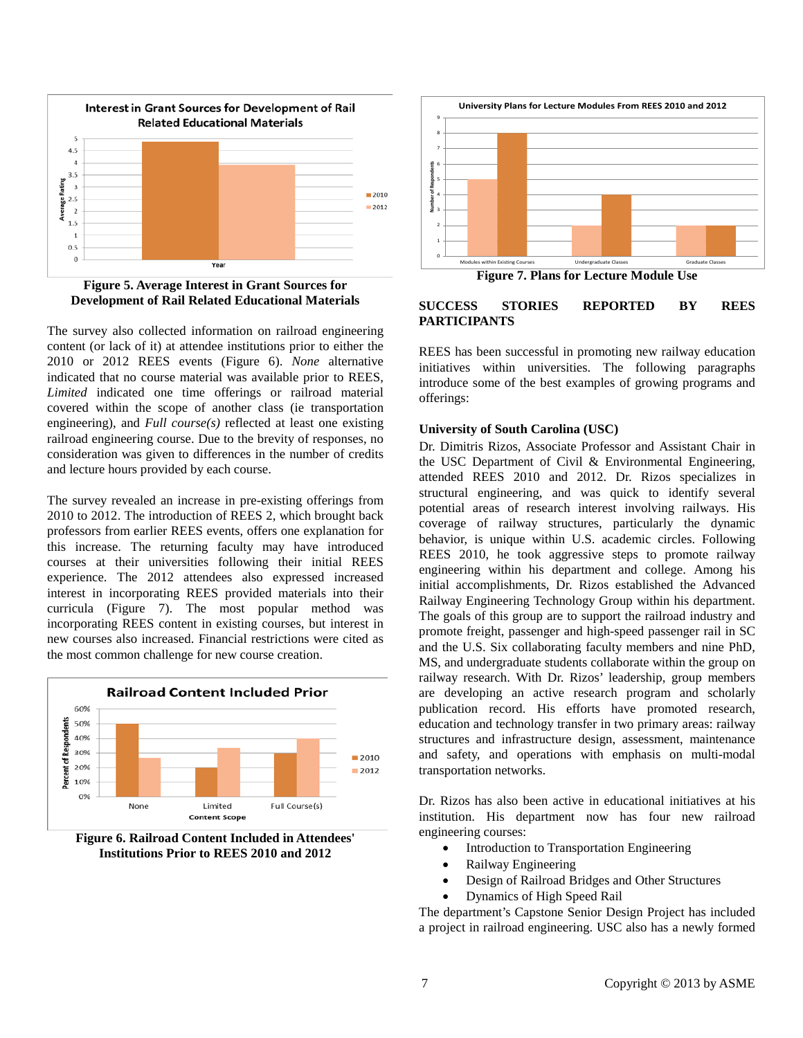Figure 5. Average Interest in Grant Sources for Development of Rail Related Educational Materials

The survey also collected information on railroad engineering content (or lack of it) at attendee institutions prior to either the 2010 or 2012 REES events (Figure 6). *None* alternative indicated that no course material was available prior to REES, *Limited* indicated one time offerings or railroad material covered within the scope of another class (ie transportation engineering), and *Full course(s)* reflected at least one existing railroad engineering course. Due to the brevity of responses, no consideration was given to differences in the number of credits and lecture hours provided by each course.

The survey revealed an increase in pre-existing offerings from 2010 to 2012. The introduction of REES 2, which brought back professors from earlier REES events, offers one explanation for this increase. The returning faculty may have introduced courses at their universities following their initial REES experience. The 2012 attendees also expressed increased interest in incorporating REES provided materials into their curricula (Figure 7). The most popular method was incorporating REES content in existing courses, but interest in new courses also increased. Financial restrictions were cited as the most common challenge for new course creation.

Figure 6. Railroad Content Included in Attendees' Institutions Prior to REES 2010 and 2012

Figure 7. Plans for Lecture Module Use

## SUCCESS STORIES REPORTED BY REES PARTICIPANTS

REES has been successful in promoting new railway education initiatives within universities. The following paragraphs introduce some of the best examples of growing programs and offerings:

### University of South Carolina (USC)

Dr. Dimitris Rizos, Associate Professor and Assistant Chair in the USC Department of Civil & Environmental Engineering, attended REES 2010 and 2012. Dr. Rizos specializes in structural engineering, and was quick to identify several potential areas of research interest involving railways. His coverage of railway structures, particularly the dynamic behavior, is unique within U.S. academic circles. Following REES 2010, he took aggressive steps to promote railway engineering within his department and college. Among his initial accomplishments, Dr. Rizos established the Advanced Railway Engineering Technology Group within his department. The goals of this group are to support the railroad industry and promote freight, passenger and high-speed passenger rail in SC and the U.S. Six collaborating faculty members and nine PhD, MS, and undergraduate students collaborate within the group on railway research. With Dr. Rizos' leadership, group members are developing an active research program and scholarly publication record. His efforts have promoted research, education and technology transfer in two primary areas: railway structures and infrastructure design, assessment, maintenance and safety, and operations with emphasis on multi-modal transportation networks.

Dr. Rizos has also been active in educational initiatives at his institution. His department now has four new railroad engineering courses:

- Introduction to Transportation Engineering
- Railway Engineering
- Design of Railroad Bridges and Other Structures
- Dynamics of High Speed Rail

The department's Capstone Senior Design Project has included a project in railroad engineering. USC also has a newly formed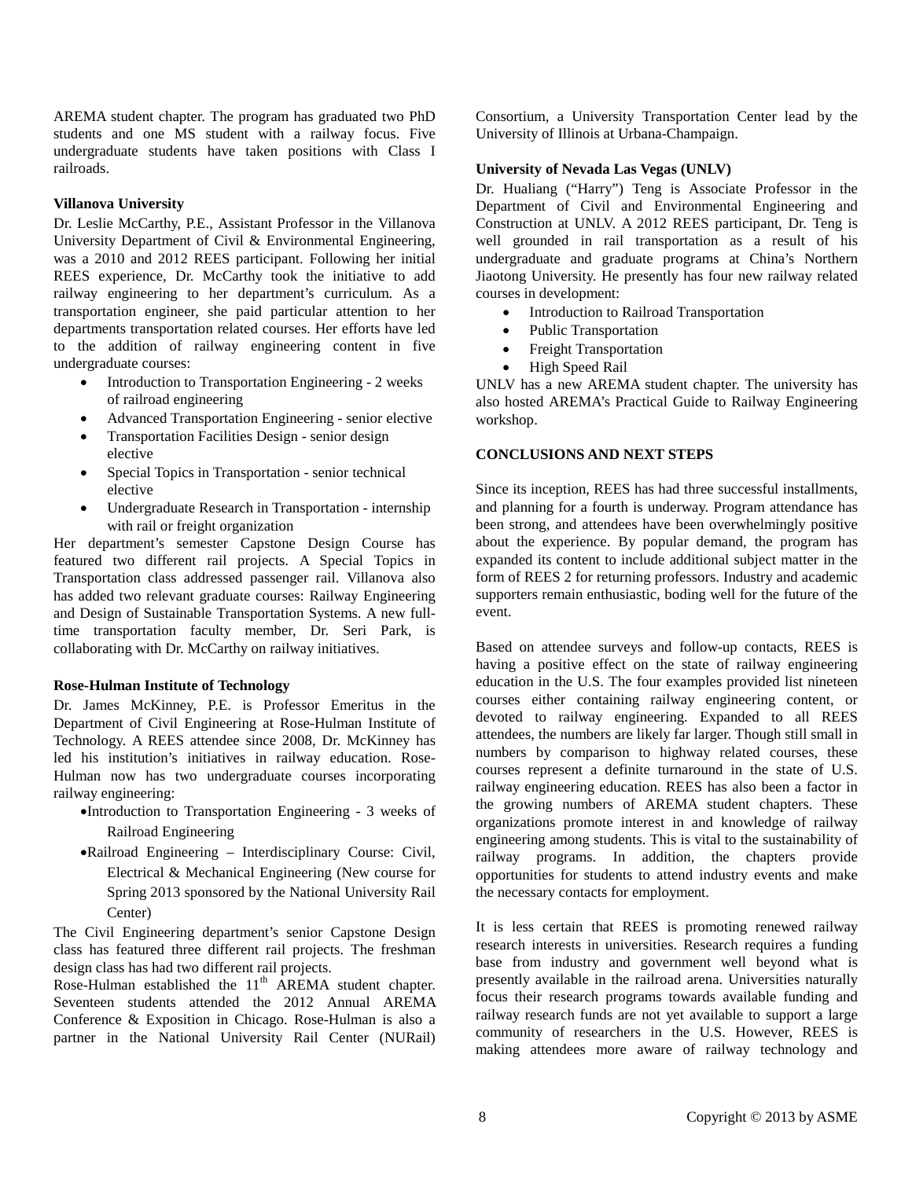AREMA student chapter. The program has graduated two PhD students and one MS student with a railway focus. Five undergraduate students have taken positions with Class I railroads.

**Villanova University**

Dr. Leslie McCarthy, P.E., Assistant Professor in the Villanova University Department of Civil & Environmental Engineering, was a 2010 and 2012 REES participant. Following her initial REES experience, Dr. McCarthy took the initiative to add railway engineering to her department's curriculum. As a transportation engineer, she paid particular attention to her departments transportation related courses. Her efforts have led to the addition of railway engineering content in five undergraduate courses:

- Introduction to Transportation Engineering - 2 weeks of railroad engineering
- Advanced Transportation Engineering - senior elective
- Transportation Facilities Design - senior design elective
- Special Topics in Transportation - senior technical elective
- Undergraduate Research in Transportation - internship with rail or freight organization

Her department's semester Capstone Design Course has featured two different rail projects. A Special Topics in Transportation class addressed passenger rail. Villanova also has added two relevant graduate courses: Railway Engineering and Design of Sustainable Transportation Systems. A new full-time transportation faculty member, Dr. Seri Park, is collaborating with Dr. McCarthy on railway initiatives.

**Rose-Hulman Institute of Technology**

Dr. James McKinney, P.E. is Professor Emeritus in the Department of Civil Engineering at Rose-Hulman Institute of Technology. A REES attendee since 2008, Dr. McKinney has led his institution's initiatives in railway education. Rose-Hulman now has two undergraduate courses incorporating railway engineering:

- Introduction to Transportation Engineering - 3 weeks of Railroad Engineering
- Railroad Engineering – Interdisciplinary Course: Civil, Electrical & Mechanical Engineering (New course for Spring 2013 sponsored by the National University Rail Center)

The Civil Engineering department's senior Capstone Design class has featured three different rail projects. The freshman design class has had two different rail projects.

Rose-Hulman established the 11th AREMA student chapter. Seventeen students attended the 2012 Annual AREMA Conference & Exposition in Chicago. Rose-Hulman is also a partner in the National University Rail Center (NURail) Consortium, a University Transportation Center lead by the University of Illinois at Urbana-Champaign.

**University of Nevada Las Vegas (UNLV)**

Dr. Hualiang ("Harry") Teng is Associate Professor in the Department of Civil and Environmental Engineering and Construction at UNLV. A 2012 REES participant, Dr. Teng is well grounded in rail transportation as a result of his undergraduate and graduate programs at China's Northern Jiaotong University. He presently has four new railway related courses in development:

- Introduction to Railroad Transportation
- Public Transportation
- Freight Transportation
- High Speed Rail

UNLV has a new AREMA student chapter. The university has also hosted AREMA's Practical Guide to Railway Engineering workshop.

## CONCLUSIONS AND NEXT STEPS

Since its inception, REES has had three successful installments, and planning for a fourth is underway. Program attendance has been strong, and attendees have been overwhelmingly positive about the experience. By popular demand, the program has expanded its content to include additional subject matter in the form of REES 2 for returning professors. Industry and academic supporters remain enthusiastic, boding well for the future of the event.

Based on attendee surveys and follow-up contacts, REES is having a positive effect on the state of railway engineering education in the U.S. The four examples provided list nineteen courses either containing railway engineering content, or devoted to railway engineering. Expanded to all REES attendees, the numbers are likely far larger. Though still small in numbers by comparison to highway related courses, these courses represent a definite turnaround in the state of U.S. railway engineering education. REES has also been a factor in the growing numbers of AREMA student chapters. These organizations promote interest in and knowledge of railway engineering among students. This is vital to the sustainability of railway programs. In addition, the chapters provide opportunities for students to attend industry events and make the necessary contacts for employment.

It is less certain that REES is promoting renewed railway research interests in universities. Research requires a funding base from industry and government well beyond what is presently available in the railroad arena. Universities naturally focus their research programs towards available funding and railway research funds are not yet available to support a large community of researchers in the U.S. However, REES is making attendees more aware of railway technology and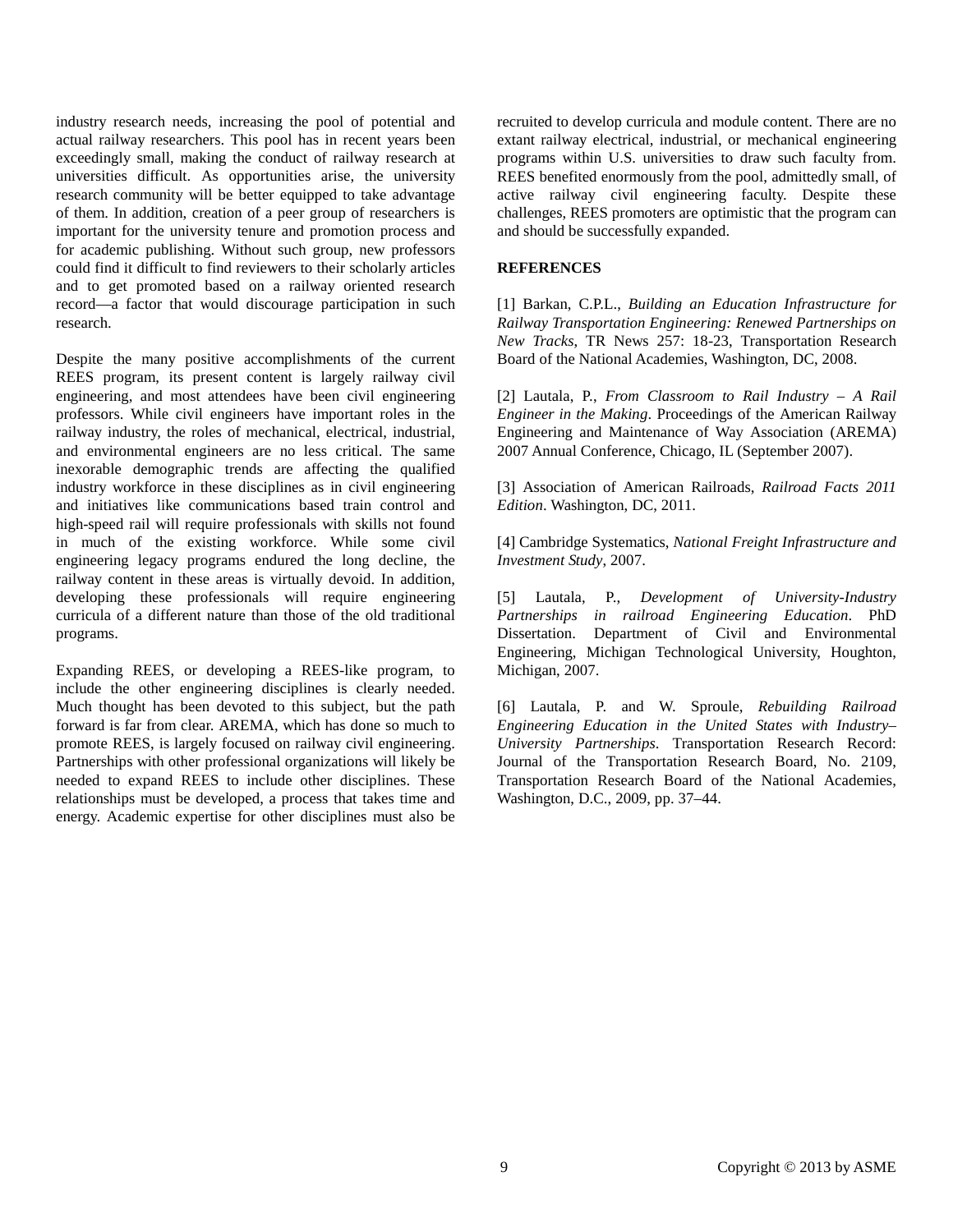industry research needs, increasing the pool of potential and actual railway researchers. This pool has in recent years been exceedingly small, making the conduct of railway research at universities difficult. As opportunities arise, the university research community will be better equipped to take advantage of them. In addition, creation of a peer group of researchers is important for the university tenure and promotion process and for academic publishing. Without such group, new professors could find it difficult to find reviewers to their scholarly articles and to get promoted based on a railway oriented research record—a factor that would discourage participation in such research.

Despite the many positive accomplishments of the current REES program, its present content is largely railway civil engineering, and most attendees have been civil engineering professors. While civil engineers have important roles in the railway industry, the roles of mechanical, electrical, industrial, and environmental engineers are no less critical. The same inexorable demographic trends are affecting the qualified industry workforce in these disciplines as in civil engineering and initiatives like communications based train control and high-speed rail will require professionals with skills not found in much of the existing workforce. While some civil engineering legacy programs endured the long decline, the railway content in these areas is virtually devoid. In addition, developing these professionals will require engineering curricula of a different nature than those of the old traditional programs.

Expanding REES, or developing a REES-like program, to include the other engineering disciplines is clearly needed. Much thought has been devoted to this subject, but the path forward is far from clear. AREMA, which has done so much to promote REES, is largely focused on railway civil engineering. Partnerships with other professional organizations will likely be needed to expand REES to include other disciplines. These relationships must be developed, a process that takes time and energy. Academic expertise for other disciplines must also be recruited to develop curricula and module content. There are no extant railway electrical, industrial, or mechanical engineering programs within U.S. universities to draw such faculty from. REES benefited enormously from the pool, admittedly small, of active railway civil engineering faculty. Despite these challenges, REES promoters are optimistic that the program can and should be successfully expanded.

**REFERENCES**

[1] Barkan, C.P.L., *Building an Education Infrastructure for Railway Transportation Engineering: Renewed Partnerships on New Tracks*, TR News 257: 18-23, Transportation Research Board of the National Academies, Washington, DC, 2008.

[2] Lautala, P., *From Classroom to Rail Industry – A Rail Engineer in the Making*. Proceedings of the American Railway Engineering and Maintenance of Way Association (AREMA) 2007 Annual Conference, Chicago, IL (September 2007).

[3] Association of American Railroads, *Railroad Facts 2011 Edition*. Washington, DC, 2011.

[4] Cambridge Systematics, *National Freight Infrastructure and Investment Study*, 2007.

[5] Lautala, P., *Development of University-Industry Partnerships in railroad Engineering Education*. PhD Dissertation. Department of Civil and Environmental Engineering, Michigan Technological University, Houghton, Michigan, 2007.

[6] Lautala, P. and W. Sproule, *Rebuilding Railroad Engineering Education in the United States with Industry–University Partnerships*. Transportation Research Record: Journal of the Transportation Research Board, No. 2109, Transportation Research Board of the National Academies, Washington, D.C., 2009, pp. 37–44.